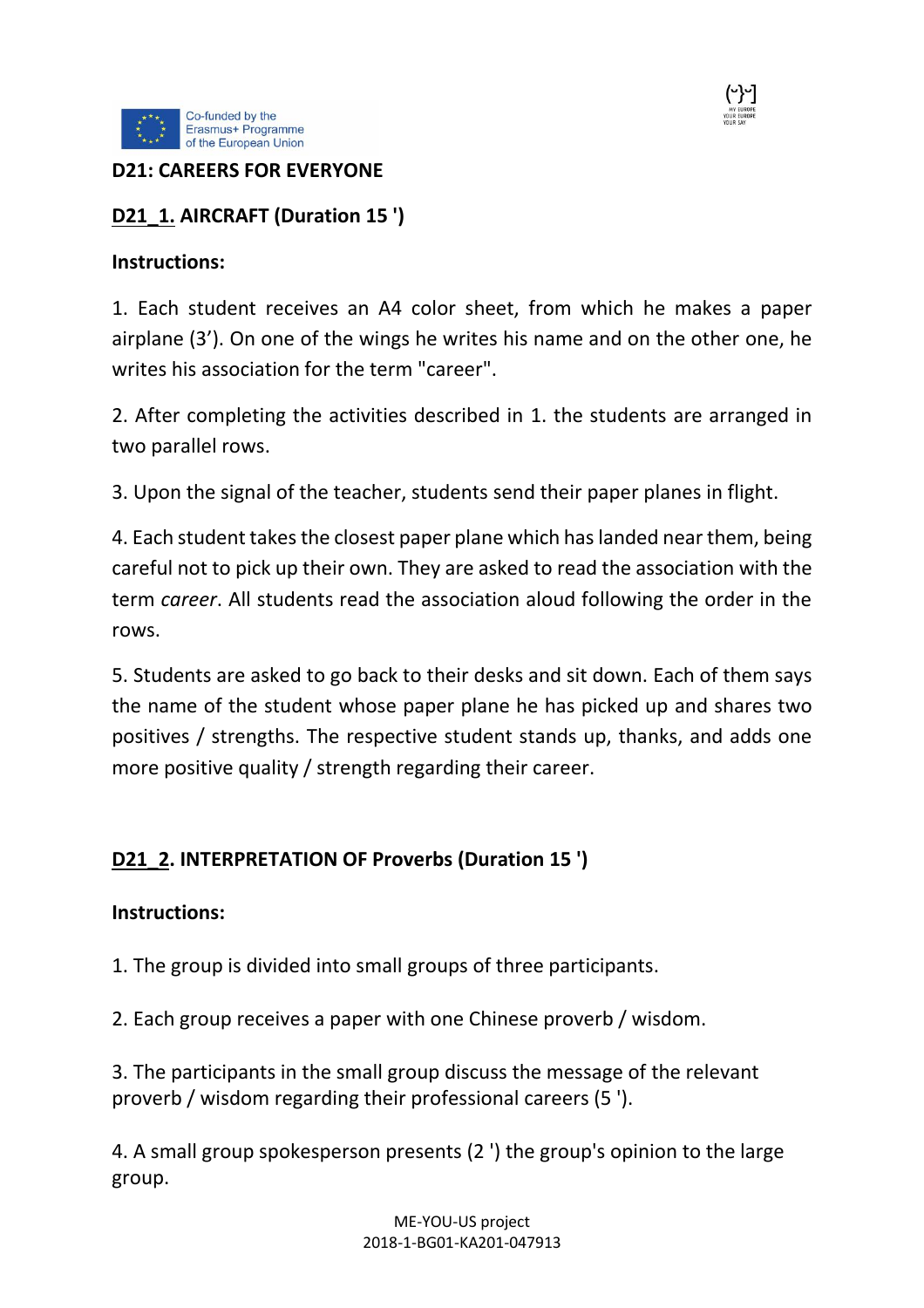## D21: CAREERS FOR EVERYONE

### D21_1. AIRCRAFT (Duration 15 ')

**Instructions:**

1. Each student receives an A4 color sheet, from which he makes a paper airplane (3'). On one of the wings he writes his name and on the other one, he writes his association for the term "career".

2. After completing the activities described in 1. the students are arranged in two parallel rows.

3. Upon the signal of the teacher, students send their paper planes in flight.

4. Each student takes the closest paper plane which has landed near them, being careful not to pick up their own. They are asked to read the association with the term *career*. All students read the association aloud following the order in the rows.

5. Students are asked to go back to their desks and sit down. Each of them says the name of the student whose paper plane he has picked up and shares two positives / strengths. The respective student stands up, thanks, and adds one more positive quality / strength regarding their career.

### D21_2. INTERPRETATION OF Proverbs (Duration 15 ')

**Instructions:**

1. The group is divided into small groups of three participants.

2. Each group receives a paper with one Chinese proverb / wisdom.

3. The participants in the small group discuss the message of the relevant proverb / wisdom regarding their professional careers (5 ').

4. A small group spokesperson presents (2 ') the group's opinion to the large group.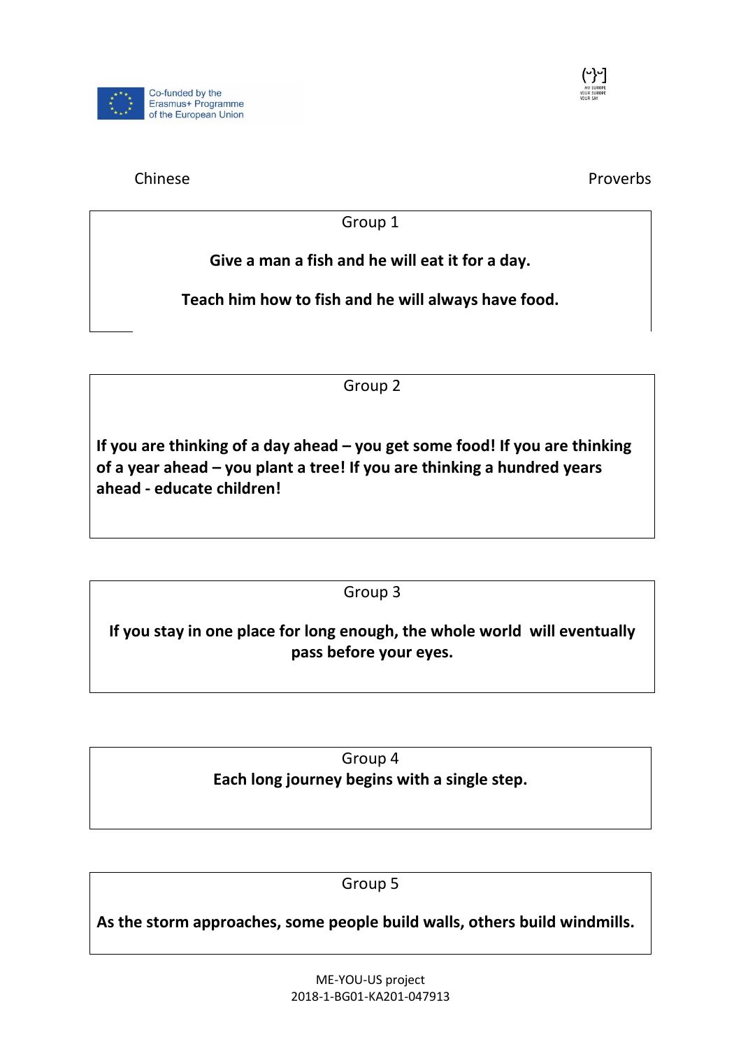Chinese Proverbs

Group 1

**Give a man a fish and he will eat it for a day.**

**Teach him how to fish and he will always have food.**

Group 2

**If you are thinking of a day ahead – you get some food! If you are thinking of a year ahead – you plant a tree! If you are thinking a hundred years ahead - educate children!**

Group 3

**If you stay in one place for long enough, the whole world will eventually pass before your eyes.**

Group 4

**Each long journey begins with a single step.**

Group 5

**As the storm approaches, some people build walls, others build windmills.**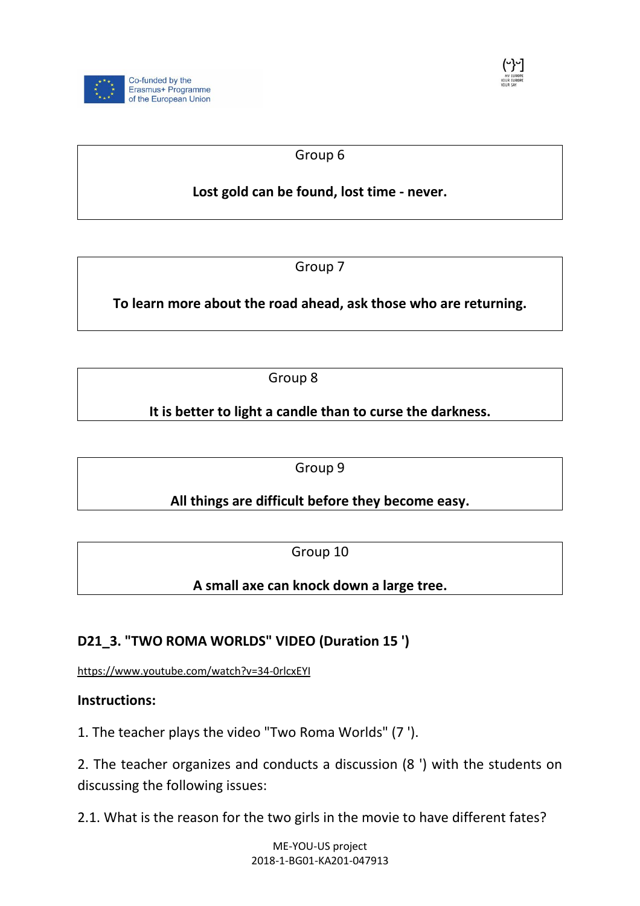| Group 6 |
| --- |
| **Lost gold can be found, lost time - never.** |

| Group 7 |
| --- |
| **To learn more about the road ahead, ask those who are returning.** |

| Group 8 |
| --- |
| **It is better to light a candle than to curse the darkness.** |

| Group 9 |
| --- |
| **All things are difficult before they become easy.** |

| Group 10 |
| --- |
| **A small axe can knock down a large tree.** |

### D21_3. "TWO ROMA WORLDS" VIDEO (Duration 15 ')

https://www.youtube.com/watch?v=34-0rlcxEYI

**Instructions:**

1. The teacher plays the video "Two Roma Worlds" (7 ').

2. The teacher organizes and conducts a discussion (8 ') with the students on discussing the following issues:

2.1. What is the reason for the two girls in the movie to have different fates?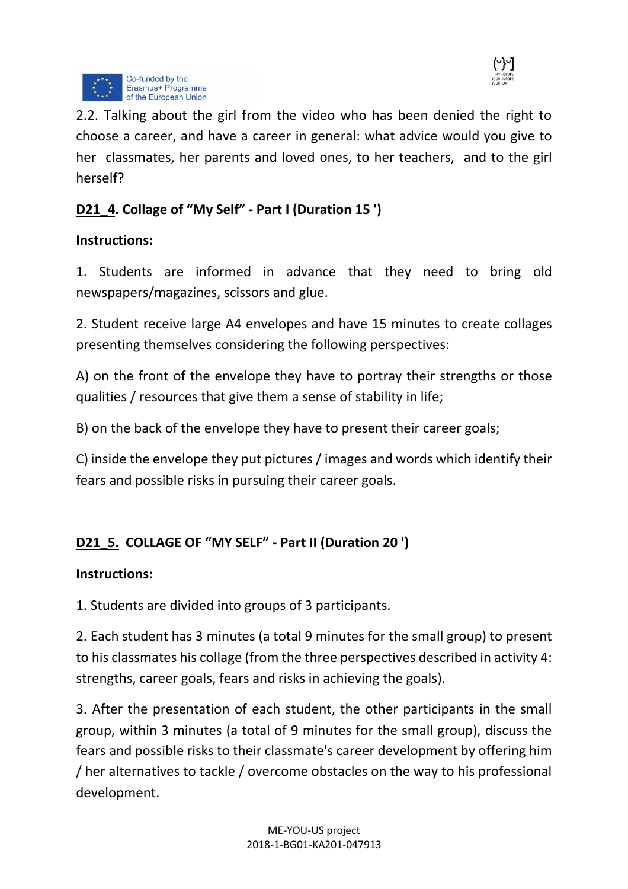2.2. Talking about the girl from the video who has been denied the right to choose a career, and have a career in general: what advice would you give to her classmates, her parents and loved ones, to her teachers, and to the girl herself?

**D21_4. Collage of "My Self" - Part I (Duration 15 ')**

**Instructions:**

1. Students are informed in advance that they need to bring old newspapers/magazines, scissors and glue.

2. Student receive large A4 envelopes and have 15 minutes to create collages presenting themselves considering the following perspectives:

A) on the front of the envelope they have to portray their strengths or those qualities / resources that give them a sense of stability in life;

B) on the back of the envelope they have to present their career goals;

C) inside the envelope they put pictures / images and words which identify their fears and possible risks in pursuing their career goals.

**D21_5. COLLAGE OF "MY SELF" - Part II (Duration 20 ')**

**Instructions:**

1. Students are divided into groups of 3 participants.

2. Each student has 3 minutes (a total 9 minutes for the small group) to present to his classmates his collage (from the three perspectives described in activity 4: strengths, career goals, fears and risks in achieving the goals).

3. After the presentation of each student, the other participants in the small group, within 3 minutes (a total of 9 minutes for the small group), discuss the fears and possible risks to their classmate's career development by offering him / her alternatives to tackle / overcome obstacles on the way to his professional development.